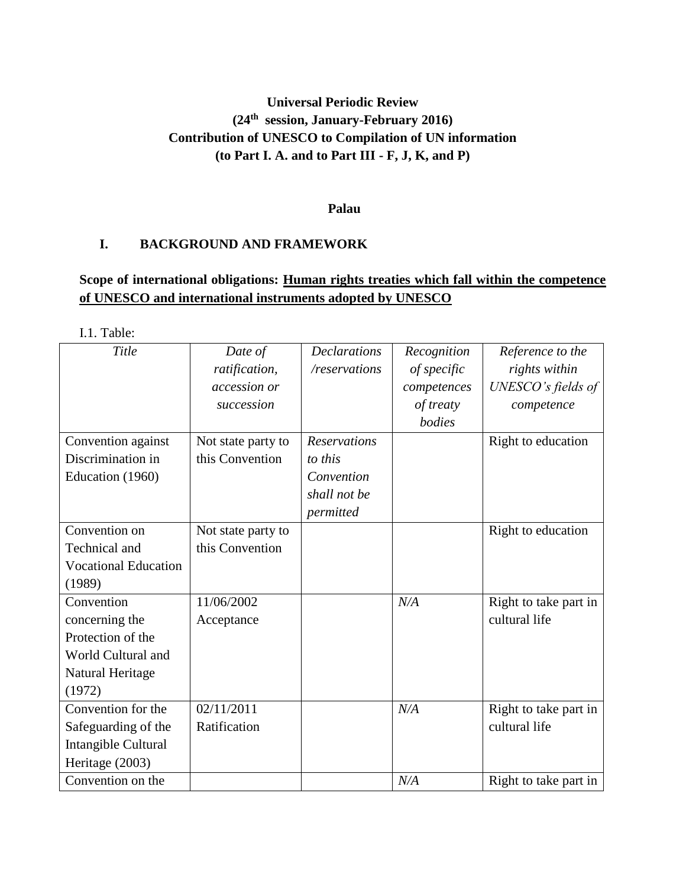**Universal Periodic Review**
**(24th session, January-February 2016)**
**Contribution of UNESCO to Compilation of UN information**
**(to Part I. A. and to Part III - F, J, K, and P)**

**Palau**

## I. BACKGROUND AND FRAMEWORK

**Scope of international obligations: Human rights treaties which fall within the competence of UNESCO and international instruments adopted by UNESCO**

I.1. Table:

| *Title* | *Date of ratification, accession or succession* | *Declarations /reservations* | *Recognition of specific competences of treaty bodies* | *Reference to the rights within UNESCO's fields of competence* |
|---|---|---|---|---|
| Convention against Discrimination in Education (1960) | Not state party to this Convention | *Reservations to this Convention shall not be permitted* | | Right to education |
| Convention on Technical and Vocational Education (1989) | Not state party to this Convention | | | Right to education |
| Convention concerning the Protection of the World Cultural and Natural Heritage (1972) | 11/06/2002 Acceptance | | *N/A* | Right to take part in cultural life |
| Convention for the Safeguarding of the Intangible Cultural Heritage (2003) | 02/11/2011 Ratification | | *N/A* | Right to take part in cultural life |
| Convention on the | | | *N/A* | Right to take part in |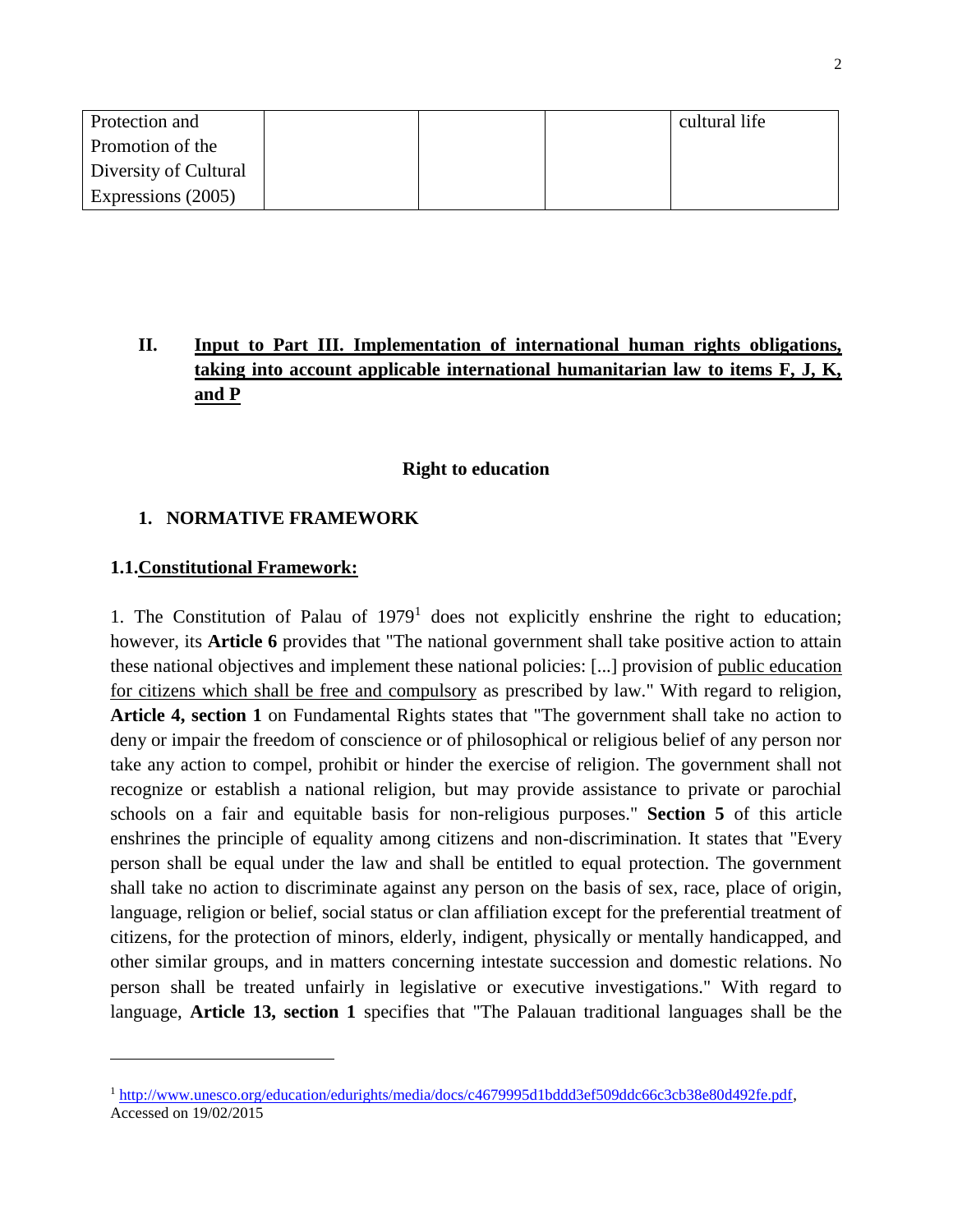| Protection and Promotion of the Diversity of Cultural Expressions (2005) | | | | cultural life |
|---|---|---|---|---|

## II. Input to Part III. Implementation of international human rights obligations, taking into account applicable international humanitarian law to items F, J, K, and P

### Right to education

#### 1. NORMATIVE FRAMEWORK

##### 1.1. Constitutional Framework:

1. The Constitution of Palau of 1979[1] does not explicitly enshrine the right to education; however, its **Article 6** provides that "The national government shall take positive action to attain these national objectives and implement these national policies: [...] provision of public education for citizens which shall be free and compulsory as prescribed by law." With regard to religion, **Article 4, section 1** on Fundamental Rights states that "The government shall take no action to deny or impair the freedom of conscience or of philosophical or religious belief of any person nor take any action to compel, prohibit or hinder the exercise of religion. The government shall not recognize or establish a national religion, but may provide assistance to private or parochial schools on a fair and equitable basis for non-religious purposes." **Section 5** of this article enshrines the principle of equality among citizens and non-discrimination. It states that "Every person shall be equal under the law and shall be entitled to equal protection. The government shall take no action to discriminate against any person on the basis of sex, race, place of origin, language, religion or belief, social status or clan affiliation except for the preferential treatment of citizens, for the protection of minors, elderly, indigent, physically or mentally handicapped, and other similar groups, and in matters concerning intestate succession and domestic relations. No person shall be treated unfairly in legislative or executive investigations." With regard to language, **Article 13, section 1** specifies that "The Palauan traditional languages shall be the

---

[1] http://www.unesco.org/education/edurights/media/docs/c4679995d1bddd3ef509ddc66c3cb38e80d492fe.pdf, Accessed on 19/02/2015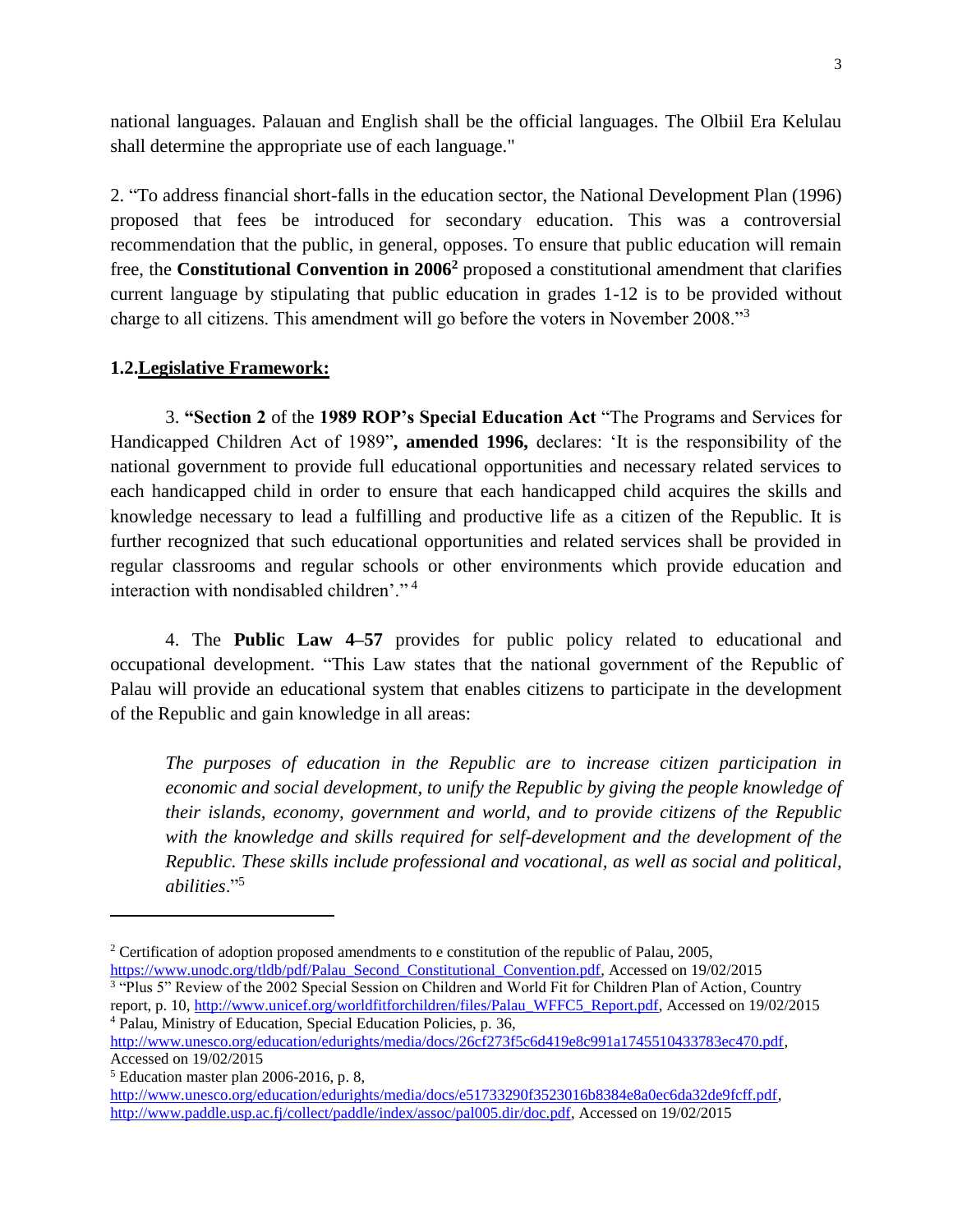national languages. Palauan and English shall be the official languages. The Olbiil Era Kelulau shall determine the appropriate use of each language."

2. "To address financial short-falls in the education sector, the National Development Plan (1996) proposed that fees be introduced for secondary education. This was a controversial recommendation that the public, in general, opposes. To ensure that public education will remain free, the **Constitutional Convention in 2006**[2] proposed a constitutional amendment that clarifies current language by stipulating that public education in grades 1-12 is to be provided without charge to all citizens. This amendment will go before the voters in November 2008."[3]

## 1.2. Legislative Framework:

3. **"Section 2** of the **1989 ROP's Special Education Act** "The Programs and Services for Handicapped Children Act of 1989"**, amended 1996,** declares: 'It is the responsibility of the national government to provide full educational opportunities and necessary related services to each handicapped child in order to ensure that each handicapped child acquires the skills and knowledge necessary to lead a fulfilling and productive life as a citizen of the Republic. It is further recognized that such educational opportunities and related services shall be provided in regular classrooms and regular schools or other environments which provide education and interaction with nondisabled children'."[4]

4. The **Public Law 4–57** provides for public policy related to educational and occupational development. "This Law states that the national government of the Republic of Palau will provide an educational system that enables citizens to participate in the development of the Republic and gain knowledge in all areas:

> *The purposes of education in the Republic are to increase citizen participation in economic and social development, to unify the Republic by giving the people knowledge of their islands, economy, government and world, and to provide citizens of the Republic with the knowledge and skills required for self-development and the development of the Republic. These skills include professional and vocational, as well as social and political, abilities*."[5]

---

[2] Certification of adoption proposed amendments to e constitution of the republic of Palau, 2005, https://www.unodc.org/tldb/pdf/Palau_Second_Constitutional_Convention.pdf, Accessed on 19/02/2015

[3] "Plus 5" Review of the 2002 Special Session on Children and World Fit for Children Plan of Action, Country report, p. 10, http://www.unicef.org/worldfitforchildren/files/Palau_WFFC5_Report.pdf, Accessed on 19/02/2015

[4] Palau, Ministry of Education, Special Education Policies, p. 36, http://www.unesco.org/education/edurights/media/docs/26cf273f5c6d419e8c991a1745510433783ec470.pdf, Accessed on 19/02/2015

[5] Education master plan 2006-2016, p. 8, http://www.unesco.org/education/edurights/media/docs/e51733290f3523016b8384e8a0ec6da32de9fcff.pdf, http://www.paddle.usp.ac.fj/collect/paddle/index/assoc/pal005.dir/doc.pdf, Accessed on 19/02/2015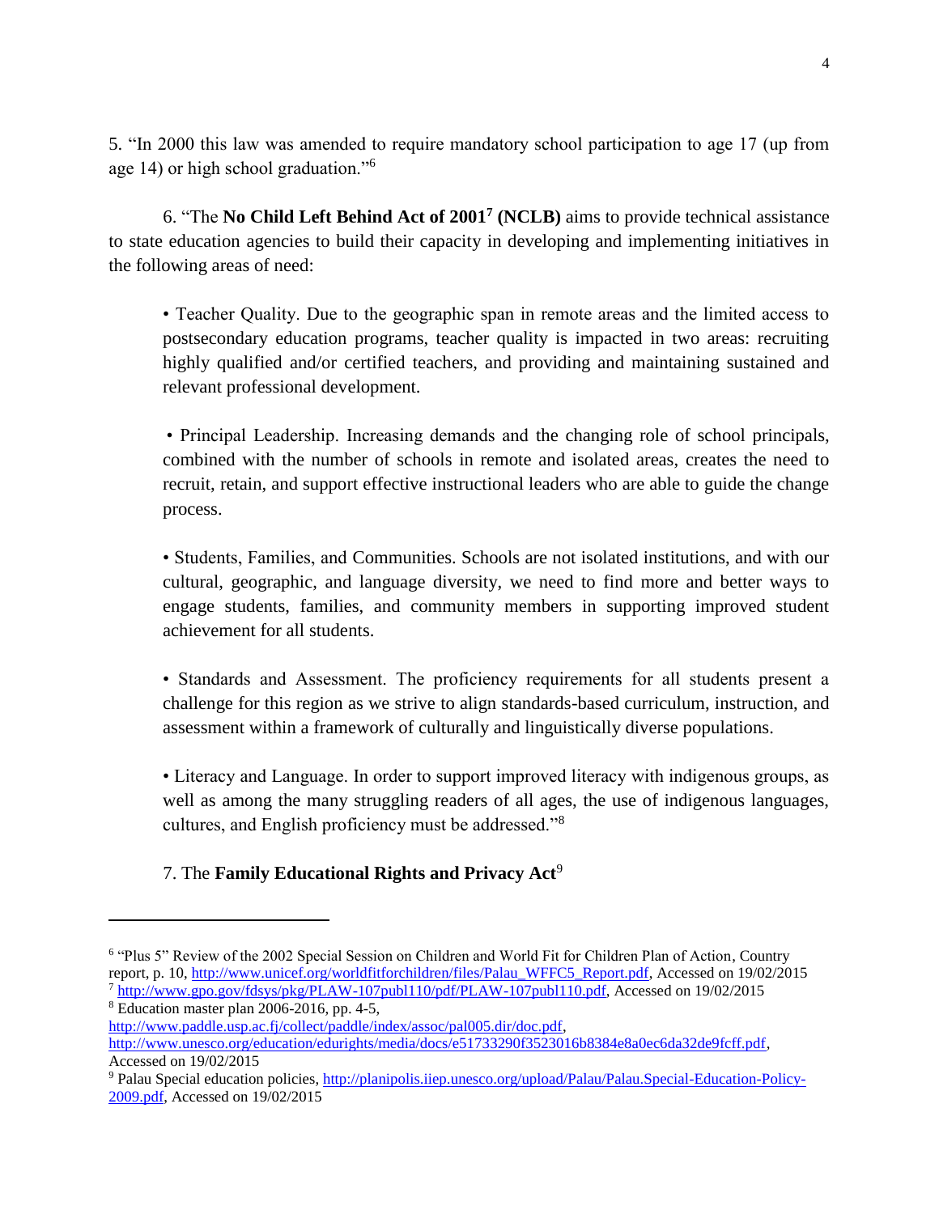5. “In 2000 this law was amended to require mandatory school participation to age 17 (up from age 14) or high school graduation.”[6]

6. “The **No Child Left Behind Act of 2001**[7] **(NCLB)** aims to provide technical assistance to state education agencies to build their capacity in developing and implementing initiatives in the following areas of need:

- Teacher Quality. Due to the geographic span in remote areas and the limited access to postsecondary education programs, teacher quality is impacted in two areas: recruiting highly qualified and/or certified teachers, and providing and maintaining sustained and relevant professional development.

- Principal Leadership. Increasing demands and the changing role of school principals, combined with the number of schools in remote and isolated areas, creates the need to recruit, retain, and support effective instructional leaders who are able to guide the change process.

- Students, Families, and Communities. Schools are not isolated institutions, and with our cultural, geographic, and language diversity, we need to find more and better ways to engage students, families, and community members in supporting improved student achievement for all students.

- Standards and Assessment. The proficiency requirements for all students present a challenge for this region as we strive to align standards-based curriculum, instruction, and assessment within a framework of culturally and linguistically diverse populations.

- Literacy and Language. In order to support improved literacy with indigenous groups, as well as among the many struggling readers of all ages, the use of indigenous languages, cultures, and English proficiency must be addressed.”[8]

7. The **Family Educational Rights and Privacy Act**[9]

---

[6] “Plus 5” Review of the 2002 Special Session on Children and World Fit for Children Plan of Action, Country report, p. 10, http://www.unicef.org/worldfitforchildren/files/Palau_WFFC5_Report.pdf, Accessed on 19/02/2015

[7] http://www.gpo.gov/fdsys/pkg/PLAW-107publ110/pdf/PLAW-107publ110.pdf, Accessed on 19/02/2015

[8] Education master plan 2006-2016, pp. 4-5, http://www.paddle.usp.ac.fj/collect/paddle/index/assoc/pal005.dir/doc.pdf, http://www.unesco.org/education/edurights/media/docs/e51733290f3523016b8384e8a0ec6da32de9fcff.pdf, Accessed on 19/02/2015

[9] Palau Special education policies, http://planipolis.iiep.unesco.org/upload/Palau/Palau.Special-Education-Policy-2009.pdf, Accessed on 19/02/2015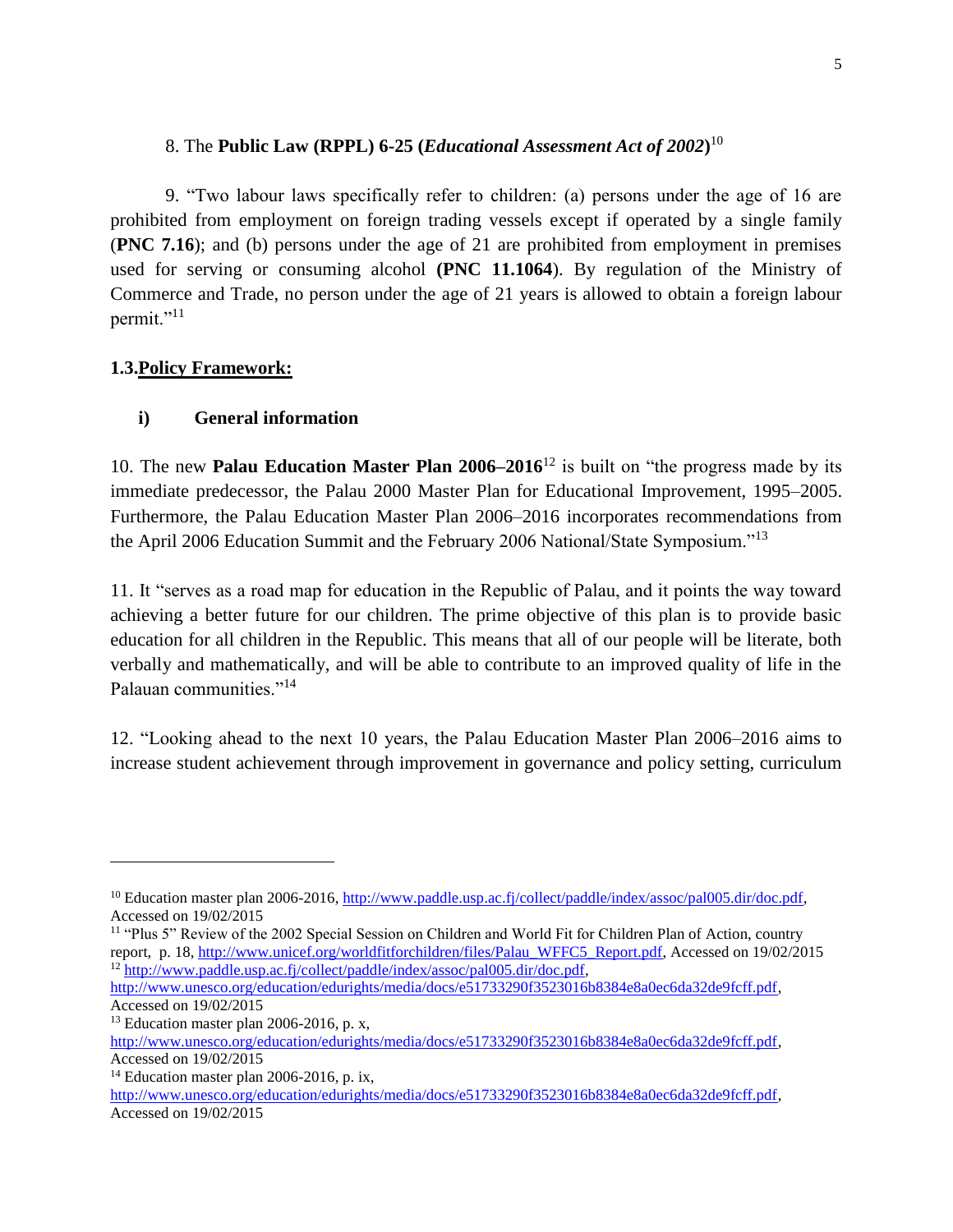8. The **Public Law (RPPL) 6-25 (*Educational Assessment Act of 2002*)**[10]

9. "Two labour laws specifically refer to children: (a) persons under the age of 16 are prohibited from employment on foreign trading vessels except if operated by a single family (**PNC 7.16**); and (b) persons under the age of 21 are prohibited from employment in premises used for serving or consuming alcohol **(PNC 11.1064**). By regulation of the Ministry of Commerce and Trade, no person under the age of 21 years is allowed to obtain a foreign labour permit."[11]

### 1.3.Policy Framework:

#### i) General information

10. The new **Palau Education Master Plan 2006–2016**[12] is built on "the progress made by its immediate predecessor, the Palau 2000 Master Plan for Educational Improvement, 1995–2005. Furthermore, the Palau Education Master Plan 2006–2016 incorporates recommendations from the April 2006 Education Summit and the February 2006 National/State Symposium."[13]

11. It "serves as a road map for education in the Republic of Palau, and it points the way toward achieving a better future for our children. The prime objective of this plan is to provide basic education for all children in the Republic. This means that all of our people will be literate, both verbally and mathematically, and will be able to contribute to an improved quality of life in the Palauan communities."[14]

12. "Looking ahead to the next 10 years, the Palau Education Master Plan 2006–2016 aims to increase student achievement through improvement in governance and policy setting, curriculum

---

[10] Education master plan 2006-2016, http://www.paddle.usp.ac.fj/collect/paddle/index/assoc/pal005.dir/doc.pdf, Accessed on 19/02/2015

[11] "Plus 5" Review of the 2002 Special Session on Children and World Fit for Children Plan of Action, country report, p. 18, http://www.unicef.org/worldfitforchildren/files/Palau_WFFC5_Report.pdf, Accessed on 19/02/2015

[12] http://www.paddle.usp.ac.fj/collect/paddle/index/assoc/pal005.dir/doc.pdf, http://www.unesco.org/education/edurights/media/docs/e51733290f3523016b8384e8a0ec6da32de9fcff.pdf, Accessed on 19/02/2015

[13] Education master plan 2006-2016, p. x, http://www.unesco.org/education/edurights/media/docs/e51733290f3523016b8384e8a0ec6da32de9fcff.pdf, Accessed on 19/02/2015

[14] Education master plan 2006-2016, p. ix, http://www.unesco.org/education/edurights/media/docs/e51733290f3523016b8384e8a0ec6da32de9fcff.pdf, Accessed on 19/02/2015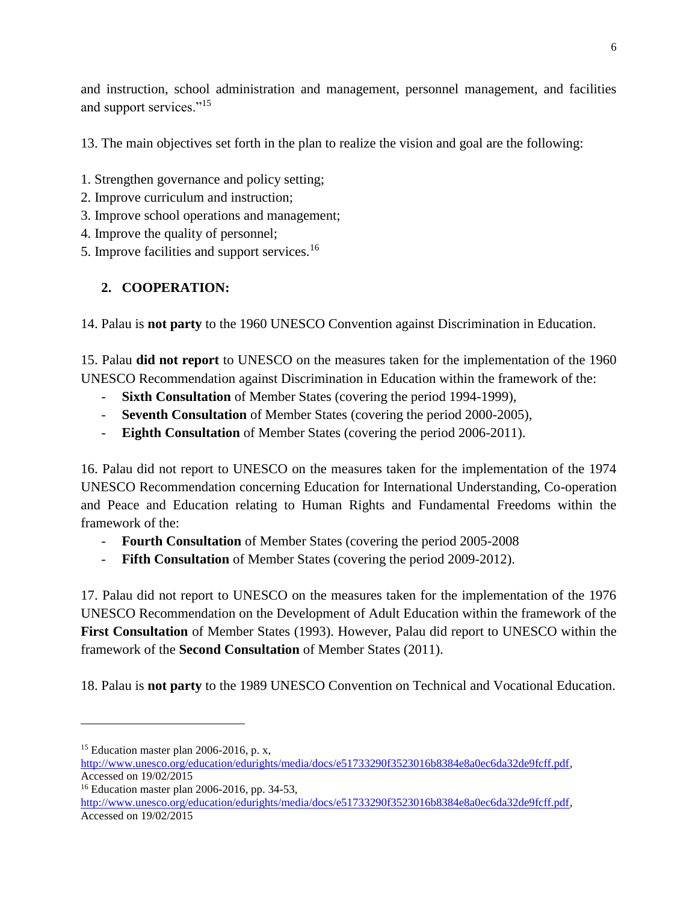and instruction, school administration and management, personnel management, and facilities and support services."[15]

13. The main objectives set forth in the plan to realize the vision and goal are the following:

1. Strengthen governance and policy setting;
2. Improve curriculum and instruction;
3. Improve school operations and management;
4. Improve the quality of personnel;
5. Improve facilities and support services.[16]

## 2. COOPERATION:

14. Palau is **not party** to the 1960 UNESCO Convention against Discrimination in Education.

15. Palau **did not report** to UNESCO on the measures taken for the implementation of the 1960 UNESCO Recommendation against Discrimination in Education within the framework of the:

- **Sixth Consultation** of Member States (covering the period 1994-1999),
- **Seventh Consultation** of Member States (covering the period 2000-2005),
- **Eighth Consultation** of Member States (covering the period 2006-2011).

16. Palau did not report to UNESCO on the measures taken for the implementation of the 1974 UNESCO Recommendation concerning Education for International Understanding, Co-operation and Peace and Education relating to Human Rights and Fundamental Freedoms within the framework of the:

- **Fourth Consultation** of Member States (covering the period 2005-2008
- **Fifth Consultation** of Member States (covering the period 2009-2012).

17. Palau did not report to UNESCO on the measures taken for the implementation of the 1976 UNESCO Recommendation on the Development of Adult Education within the framework of the **First Consultation** of Member States (1993). However, Palau did report to UNESCO within the framework of the **Second Consultation** of Member States (2011).

18. Palau is **not party** to the 1989 UNESCO Convention on Technical and Vocational Education.

---

[15] Education master plan 2006-2016, p. x, http://www.unesco.org/education/edurights/media/docs/e51733290f3523016b8384e8a0ec6da32de9fcff.pdf, Accessed on 19/02/2015

[16] Education master plan 2006-2016, pp. 34-53, http://www.unesco.org/education/edurights/media/docs/e51733290f3523016b8384e8a0ec6da32de9fcff.pdf, Accessed on 19/02/2015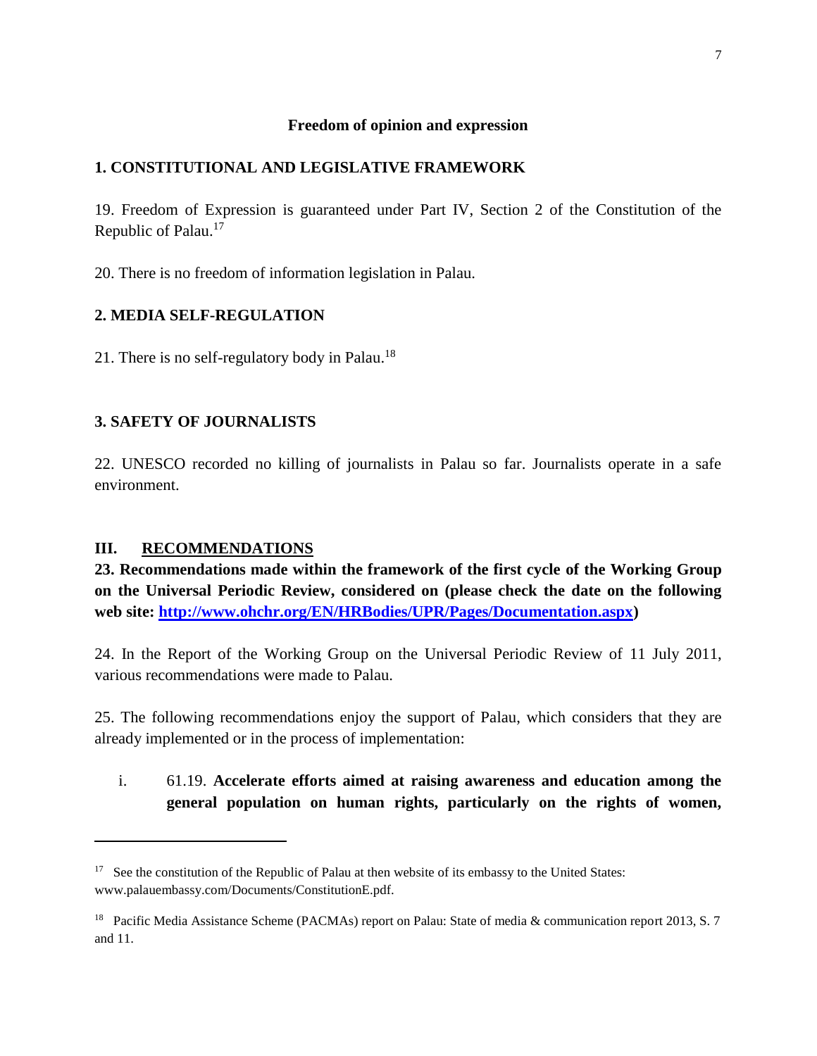**Freedom of opinion and expression**

### 1. CONSTITUTIONAL AND LEGISLATIVE FRAMEWORK

19. Freedom of Expression is guaranteed under Part IV, Section 2 of the Constitution of the Republic of Palau.[17]

20. There is no freedom of information legislation in Palau.

### 2. MEDIA SELF-REGULATION

21. There is no self-regulatory body in Palau.[18]

### 3. SAFETY OF JOURNALISTS

22. UNESCO recorded no killing of journalists in Palau so far. Journalists operate in a safe environment.

## III. RECOMMENDATIONS

**23. Recommendations made within the framework of the first cycle of the Working Group on the Universal Periodic Review, considered on (please check the date on the following web site: [http://www.ohchr.org/EN/HRBodies/UPR/Pages/Documentation.aspx](http://www.ohchr.org/EN/HRBodies/UPR/Pages/Documentation.aspx))**

24. In the Report of the Working Group on the Universal Periodic Review of 11 July 2011, various recommendations were made to Palau.

25. The following recommendations enjoy the support of Palau, which considers that they are already implemented or in the process of implementation:

i. 61.19. **Accelerate efforts aimed at raising awareness and education among the general population on human rights, particularly on the rights of women,**

---

[17] See the constitution of the Republic of Palau at then website of its embassy to the United States: www.palauembassy.com/Documents/ConstitutionE.pdf.

[18] Pacific Media Assistance Scheme (PACMAs) report on Palau: State of media & communication report 2013, S. 7 and 11.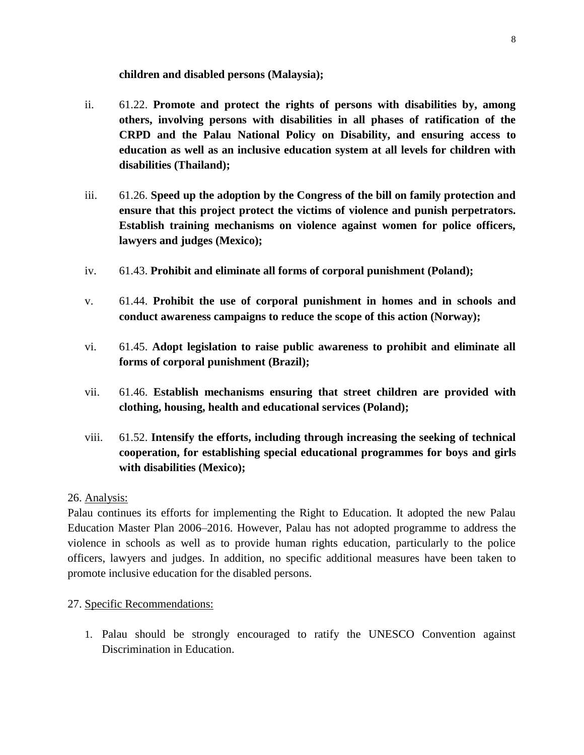**children and disabled persons (Malaysia);**

ii. 61.22. **Promote and protect the rights of persons with disabilities by, among others, involving persons with disabilities in all phases of ratification of the CRPD and the Palau National Policy on Disability, and ensuring access to education as well as an inclusive education system at all levels for children with disabilities (Thailand);**

iii. 61.26. **Speed up the adoption by the Congress of the bill on family protection and ensure that this project protect the victims of violence and punish perpetrators. Establish training mechanisms on violence against women for police officers, lawyers and judges (Mexico);**

iv. 61.43. **Prohibit and eliminate all forms of corporal punishment (Poland);**

v. 61.44. **Prohibit the use of corporal punishment in homes and in schools and conduct awareness campaigns to reduce the scope of this action (Norway);**

vi. 61.45. **Adopt legislation to raise public awareness to prohibit and eliminate all forms of corporal punishment (Brazil);**

vii. 61.46. **Establish mechanisms ensuring that street children are provided with clothing, housing, health and educational services (Poland);**

viii. 61.52. **Intensify the efforts, including through increasing the seeking of technical cooperation, for establishing special educational programmes for boys and girls with disabilities (Mexico);**

26. Analysis:

Palau continues its efforts for implementing the Right to Education. It adopted the new Palau Education Master Plan 2006–2016. However, Palau has not adopted programme to address the violence in schools as well as to provide human rights education, particularly to the police officers, lawyers and judges. In addition, no specific additional measures have been taken to promote inclusive education for the disabled persons.

27. Specific Recommendations:

1. Palau should be strongly encouraged to ratify the UNESCO Convention against Discrimination in Education.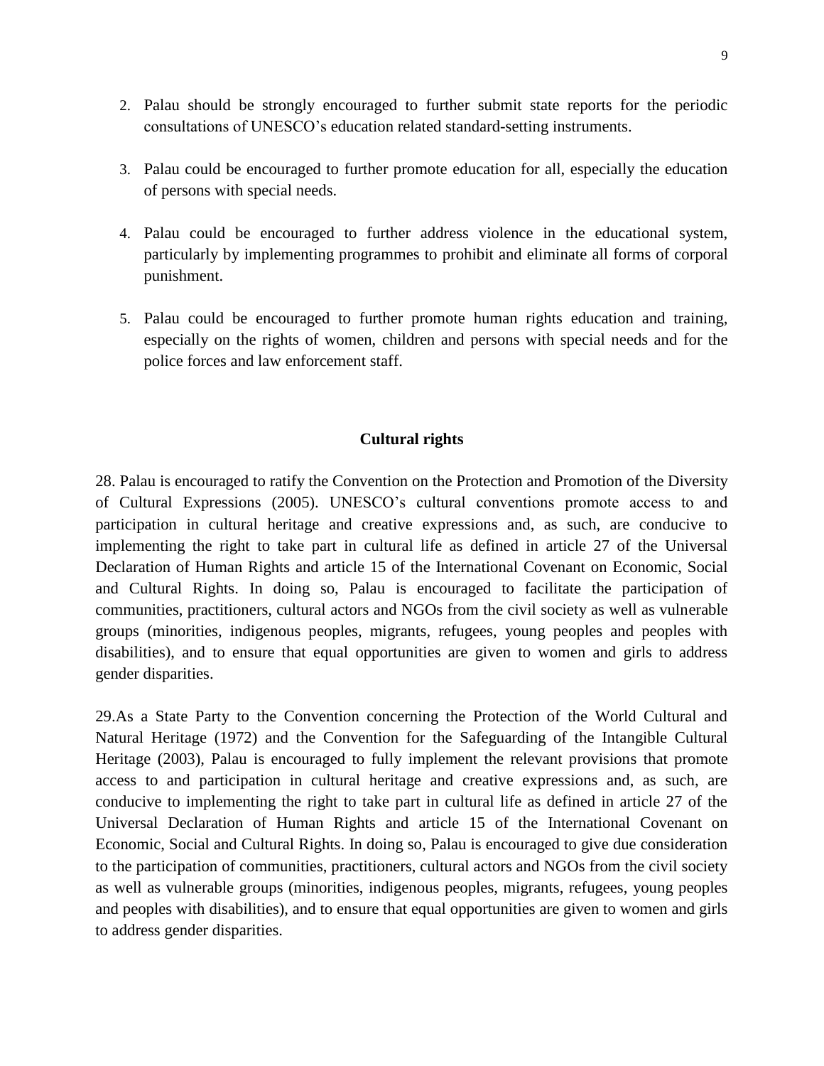2. Palau should be strongly encouraged to further submit state reports for the periodic consultations of UNESCO's education related standard-setting instruments.

3. Palau could be encouraged to further promote education for all, especially the education of persons with special needs.

4. Palau could be encouraged to further address violence in the educational system, particularly by implementing programmes to prohibit and eliminate all forms of corporal punishment.

5. Palau could be encouraged to further promote human rights education and training, especially on the rights of women, children and persons with special needs and for the police forces and law enforcement staff.

**Cultural rights**

28. Palau is encouraged to ratify the Convention on the Protection and Promotion of the Diversity of Cultural Expressions (2005). UNESCO's cultural conventions promote access to and participation in cultural heritage and creative expressions and, as such, are conducive to implementing the right to take part in cultural life as defined in article 27 of the Universal Declaration of Human Rights and article 15 of the International Covenant on Economic, Social and Cultural Rights. In doing so, Palau is encouraged to facilitate the participation of communities, practitioners, cultural actors and NGOs from the civil society as well as vulnerable groups (minorities, indigenous peoples, migrants, refugees, young peoples and peoples with disabilities), and to ensure that equal opportunities are given to women and girls to address gender disparities.

29.As a State Party to the Convention concerning the Protection of the World Cultural and Natural Heritage (1972) and the Convention for the Safeguarding of the Intangible Cultural Heritage (2003), Palau is encouraged to fully implement the relevant provisions that promote access to and participation in cultural heritage and creative expressions and, as such, are conducive to implementing the right to take part in cultural life as defined in article 27 of the Universal Declaration of Human Rights and article 15 of the International Covenant on Economic, Social and Cultural Rights. In doing so, Palau is encouraged to give due consideration to the participation of communities, practitioners, cultural actors and NGOs from the civil society as well as vulnerable groups (minorities, indigenous peoples, migrants, refugees, young peoples and peoples with disabilities), and to ensure that equal opportunities are given to women and girls to address gender disparities.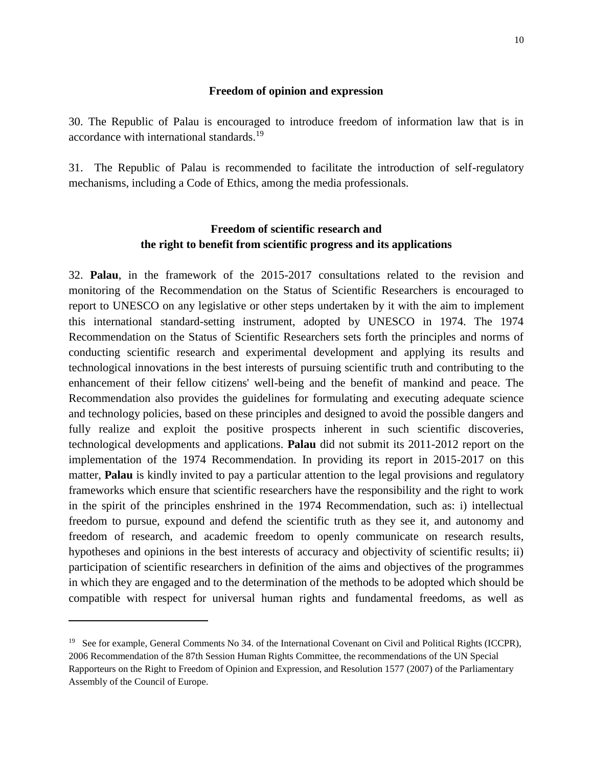### Freedom of opinion and expression

30. The Republic of Palau is encouraged to introduce freedom of information law that is in accordance with international standards.[19]

31. The Republic of Palau is recommended to facilitate the introduction of self-regulatory mechanisms, including a Code of Ethics, among the media professionals.

### Freedom of scientific research and the right to benefit from scientific progress and its applications

32. **Palau**, in the framework of the 2015-2017 consultations related to the revision and monitoring of the Recommendation on the Status of Scientific Researchers is encouraged to report to UNESCO on any legislative or other steps undertaken by it with the aim to implement this international standard-setting instrument, adopted by UNESCO in 1974. The 1974 Recommendation on the Status of Scientific Researchers sets forth the principles and norms of conducting scientific research and experimental development and applying its results and technological innovations in the best interests of pursuing scientific truth and contributing to the enhancement of their fellow citizens' well-being and the benefit of mankind and peace. The Recommendation also provides the guidelines for formulating and executing adequate science and technology policies, based on these principles and designed to avoid the possible dangers and fully realize and exploit the positive prospects inherent in such scientific discoveries, technological developments and applications. **Palau** did not submit its 2011-2012 report on the implementation of the 1974 Recommendation. In providing its report in 2015-2017 on this matter, **Palau** is kindly invited to pay a particular attention to the legal provisions and regulatory frameworks which ensure that scientific researchers have the responsibility and the right to work in the spirit of the principles enshrined in the 1974 Recommendation, such as: i) intellectual freedom to pursue, expound and defend the scientific truth as they see it, and autonomy and freedom of research, and academic freedom to openly communicate on research results, hypotheses and opinions in the best interests of accuracy and objectivity of scientific results; ii) participation of scientific researchers in definition of the aims and objectives of the programmes in which they are engaged and to the determination of the methods to be adopted which should be compatible with respect for universal human rights and fundamental freedoms, as well as

---

[19] See for example, General Comments No 34. of the International Covenant on Civil and Political Rights (ICCPR), 2006 Recommendation of the 87th Session Human Rights Committee, the recommendations of the UN Special Rapporteurs on the Right to Freedom of Opinion and Expression, and Resolution 1577 (2007) of the Parliamentary Assembly of the Council of Europe.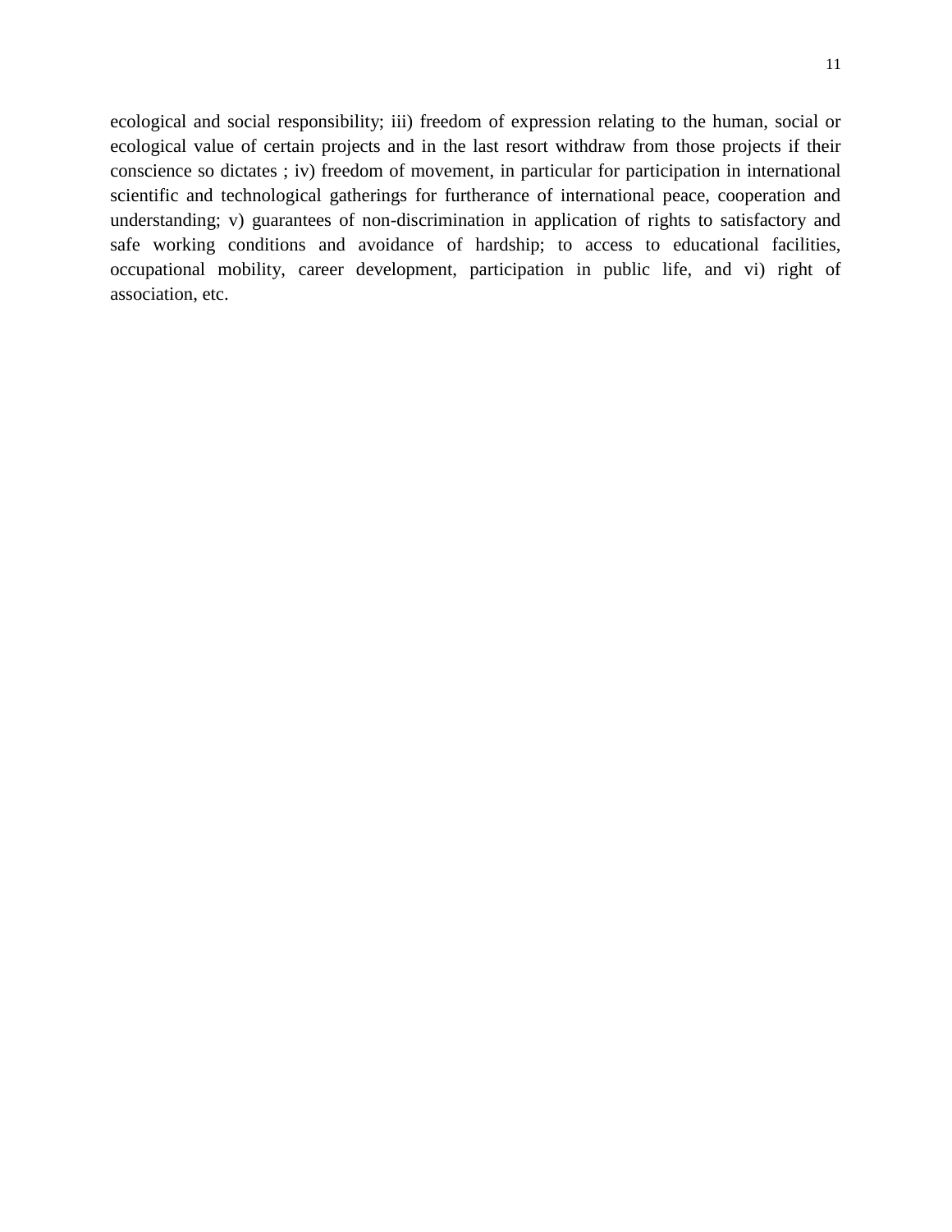ecological and social responsibility; iii) freedom of expression relating to the human, social or ecological value of certain projects and in the last resort withdraw from those projects if their conscience so dictates ; iv) freedom of movement, in particular for participation in international scientific and technological gatherings for furtherance of international peace, cooperation and understanding; v) guarantees of non-discrimination in application of rights to satisfactory and safe working conditions and avoidance of hardship; to access to educational facilities, occupational mobility, career development, participation in public life, and vi) right of association, etc.